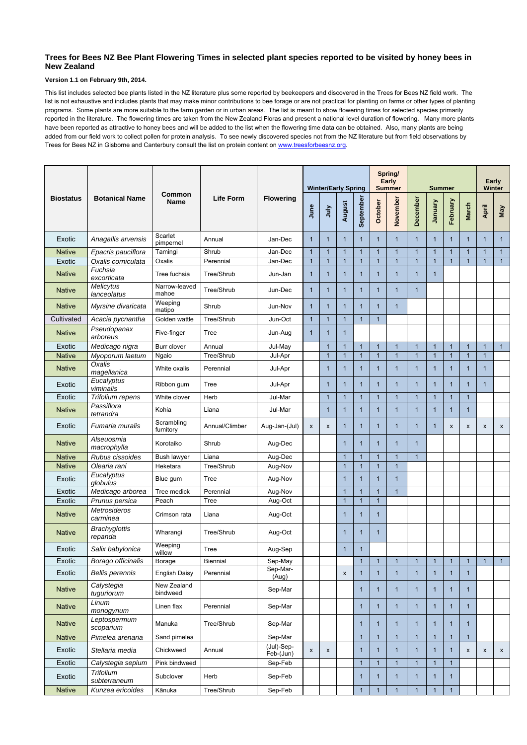# Trees for Bees NZ Bee Plant Flowering Times in selected plant species reported to be visited by honey bees in New Zealand

**Version 1.1 on February 9th, 2014.**

This list includes selected bee plants listed in the NZ literature plus some reported by beekeepers and discovered in the Trees for Bees NZ field work. The list is not exhaustive and includes plants that may make minor contributions to bee forage or are not practical for planting on farms or other types of planting programs. Some plants are more suitable to the farm garden or in urban areas. The list is meant to show flowering times for selected species primarily reported in the literature. The flowering times are taken from the New Zealand Floras and present a national level duration of flowering. Many more plants have been reported as attractive to honey bees and will be added to the list when the flowering time data can be obtained. Also, many plants are being added from our field work to collect pollen for protein analysis. To see newly discovered species not from the NZ literature but from field observations by Trees for Bees NZ in Gisborne and Canterbury consult the list on protein content on www.treesforbeesnz.org.

| Biostatus | Botanical Name | Common Name | Life Form | Flowering | Winter/Early Spring | | | | Spring/ Early Summer | | Summer | | | | Early Winter | |
|---|---|---|---|---|---|---|---|---|---|---|---|---|---|---|---|---|
| | | | | | June | July | August | September | October | November | December | January | February | March | April | May |
| Exotic | *Anagallis arvensis* | Scarlet pimpernel | Annual | Jan-Dec | 1 | 1 | 1 | 1 | 1 | 1 | 1 | 1 | 1 | 1 | 1 | 1 |
| Native | *Epacris pauciflora* | Tamingi | Shrub | Jan-Dec | 1 | 1 | 1 | 1 | 1 | 1 | 1 | 1 | 1 | 1 | 1 | 1 |
| Exotic | *Oxalis corniculata* | Oxalis | Perennial | Jan-Dec | 1 | 1 | 1 | 1 | 1 | 1 | 1 | 1 | 1 | 1 | 1 | 1 |
| Native | *Fuchsia excorticata* | Tree fuchsia | Tree/Shrub | Jun-Jan | 1 | 1 | 1 | 1 | 1 | 1 | 1 | 1 | | | | |
| Native | *Melicytus lanceolatus* | Narrow-leaved mahoe | Tree/Shrub | Jun-Dec | 1 | 1 | 1 | 1 | 1 | 1 | 1 | | | | | |
| Native | *Myrsine divaricata* | Weeping matipo | Shrub | Jun-Nov | 1 | 1 | 1 | 1 | 1 | 1 | | | | | | |
| Cultivated | *Acacia pycnantha* | Golden wattle | Tree/Shrub | Jun-Oct | 1 | 1 | 1 | 1 | 1 | | | | | | | |
| Native | *Pseudopanax arboreus* | Five-finger | Tree | Jun-Aug | 1 | 1 | 1 | | | | | | | | | |
| Exotic | *Medicago nigra* | Burr clover | Annual | Jul-May | | 1 | 1 | 1 | 1 | 1 | 1 | 1 | 1 | 1 | 1 | 1 |
| Native | *Myoporum laetum* | Ngaio | Tree/Shrub | Jul-Apr | | 1 | 1 | 1 | 1 | 1 | 1 | 1 | 1 | 1 | 1 | |
| Native | *Oxalis magellanica* | White oxalis | Perennial | Jul-Apr | | 1 | 1 | 1 | 1 | 1 | 1 | 1 | 1 | 1 | 1 | |
| Exotic | *Eucalyptus viminalis* | Ribbon gum | Tree | Jul-Apr | | 1 | 1 | 1 | 1 | 1 | 1 | 1 | 1 | 1 | 1 | |
| Exotic | *Trifolium repens* | White clover | Herb | Jul-Mar | | 1 | 1 | 1 | 1 | 1 | 1 | 1 | 1 | 1 | | |
| Native | *Passiflora tetrandra* | Kohia | Liana | Jul-Mar | | 1 | 1 | 1 | 1 | 1 | 1 | 1 | 1 | 1 | | |
| Exotic | *Fumaria muralis* | Scrambling fumitory | Annual/Climber | Aug-Jan-(Jul) | x | x | 1 | 1 | 1 | 1 | 1 | 1 | x | x | x | x |
| Native | *Alseuosmia macrophylla* | Korotaiko | Shrub | Aug-Dec | | | 1 | 1 | 1 | 1 | 1 | | | | | |
| Native | *Rubus cissoides* | Bush lawyer | Liana | Aug-Dec | | | 1 | 1 | 1 | 1 | 1 | | | | | |
| Native | *Olearia rani* | Heketara | Tree/Shrub | Aug-Nov | | | 1 | 1 | 1 | 1 | | | | | | |
| Exotic | *Eucalyptus globulus* | Blue gum | Tree | Aug-Nov | | | 1 | 1 | 1 | 1 | | | | | | |
| Exotic | *Medicago arborea* | Tree medick | Perennial | Aug-Nov | | | 1 | 1 | 1 | 1 | | | | | | |
| Exotic | *Prunus persica* | Peach | Tree | Aug-Oct | | | 1 | 1 | 1 | | | | | | | |
| Native | *Metrosideros carminea* | Crimson rata | Liana | Aug-Oct | | | 1 | 1 | 1 | | | | | | | |
| Native | *Brachyglottis repanda* | Wharangi | Tree/Shrub | Aug-Oct | | | 1 | 1 | 1 | | | | | | | |
| Exotic | *Salix babylonica* | Weeping willow | Tree | Aug-Sep | | | 1 | 1 | | | | | | | | |
| Exotic | *Borago officinalis* | Borage | Biennial | Sep-May | | | | 1 | 1 | 1 | 1 | 1 | 1 | 1 | 1 | 1 |
| Exotic | *Bellis perennis* | English Daisy | Perennial | Sep-Mar-(Aug) | | | x | 1 | 1 | 1 | 1 | 1 | 1 | 1 | | |
| Native | *Calystegia tuguriorum* | New Zealand bindweed | | Sep-Mar | | | | 1 | 1 | 1 | 1 | 1 | 1 | 1 | | |
| Native | *Linum monogynum* | Linen flax | Perennial | Sep-Mar | | | | 1 | 1 | 1 | 1 | 1 | 1 | 1 | | |
| Native | *Leptospermum scoparium* | Manuka | Tree/Shrub | Sep-Mar | | | | 1 | 1 | 1 | 1 | 1 | 1 | 1 | | |
| Native | *Pimelea arenaria* | Sand pimelea | | Sep-Mar | | | | 1 | 1 | 1 | 1 | 1 | 1 | 1 | | |
| Exotic | *Stellaria media* | Chickweed | Annual | (Jul)-Sep-Feb-(Jun) | x | x | | 1 | 1 | 1 | 1 | 1 | 1 | x | x | x |
| Exotic | *Calystegia sepium* | Pink bindweed | | Sep-Feb | | | | 1 | 1 | 1 | 1 | 1 | 1 | | | |
| Exotic | *Trifolium subterraneum* | Subclover | Herb | Sep-Feb | | | | 1 | 1 | 1 | 1 | 1 | 1 | | | |
| Native | *Kunzea ericoides* | Kānuka | Tree/Shrub | Sep-Feb | | | | 1 | 1 | 1 | 1 | 1 | 1 | | | |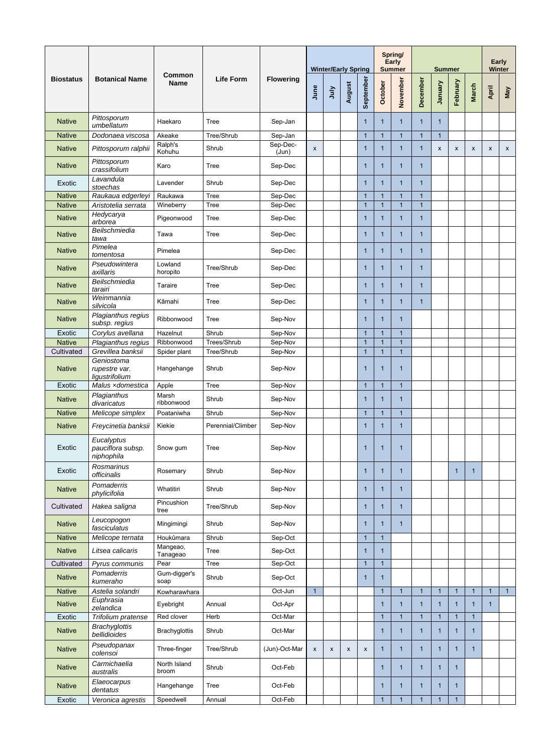| Biostatus | Botanical Name | Common Name | Life Form | Flowering | Winter/Early Spring | | | | Spring/ Early Summer | | Summer | | | | Early Winter | |
|---|---|---|---|---|---|---|---|---|---|---|---|---|---|---|---|---|
| | | | | | June | July | August | September | October | November | December | January | February | March | April | May |
| Native | *Pittosporum umbellatum* | Haekaro | Tree | Sep-Jan | | | | 1 | 1 | 1 | 1 | 1 | | | | |
| Native | *Dodonaea viscosa* | Akeake | Tree/Shrub | Sep-Jan | | | | 1 | 1 | 1 | 1 | 1 | | | | |
| Native | *Pittosporum ralphii* | Ralph's Kohuhu | Shrub | Sep-Dec-(Jun) | x | | | 1 | 1 | 1 | 1 | x | x | x | x | x |
| Native | *Pittosporum crassifolium* | Karo | Tree | Sep-Dec | | | | 1 | 1 | 1 | 1 | | | | | |
| Exotic | *Lavandula stoechas* | Lavender | Shrub | Sep-Dec | | | | 1 | 1 | 1 | 1 | | | | | |
| Native | *Raukaua edgerleyi* | Raukawa | Tree | Sep-Dec | | | | 1 | 1 | 1 | 1 | | | | | |
| Native | *Aristotelia serrata* | Wineberry | Tree | Sep-Dec | | | | 1 | 1 | 1 | 1 | | | | | |
| Native | *Hedycarya arborea* | Pigeonwood | Tree | Sep-Dec | | | | 1 | 1 | 1 | 1 | | | | | |
| Native | *Beilschmiedia tawa* | Tawa | Tree | Sep-Dec | | | | 1 | 1 | 1 | 1 | | | | | |
| Native | *Pimelea tomentosa* | Pimelea | | Sep-Dec | | | | 1 | 1 | 1 | 1 | | | | | |
| Native | *Pseudowintera axillaris* | Lowland horopito | Tree/Shrub | Sep-Dec | | | | 1 | 1 | 1 | 1 | | | | | |
| Native | *Beilschmiedia tarairi* | Taraire | Tree | Sep-Dec | | | | 1 | 1 | 1 | 1 | | | | | |
| Native | *Weinmannia silvicola* | Kāmahi | Tree | Sep-Dec | | | | 1 | 1 | 1 | 1 | | | | | |
| Native | *Plagianthus regius subsp. regius* | Ribbonwood | Tree | Sep-Nov | | | | 1 | 1 | 1 | | | | | | |
| Exotic | *Corylus avellana* | Hazelnut | Shrub | Sep-Nov | | | | 1 | 1 | 1 | | | | | | |
| Native | *Plagianthus regius* | Ribbonwood | Trees/Shrub | Sep-Nov | | | | 1 | 1 | 1 | | | | | | |
| Cultivated | *Grevillea banksii* | Spider plant | Tree/Shrub | Sep-Nov | | | | 1 | 1 | 1 | | | | | | |
| Native | *Geniostoma rupestre var. ligustrifolium* | Hangehange | Shrub | Sep-Nov | | | | 1 | 1 | 1 | | | | | | |
| Exotic | *Malus ×domestica* | Apple | Tree | Sep-Nov | | | | 1 | 1 | 1 | | | | | | |
| Native | *Plagianthus divaricatus* | Marsh ribbonwood | Shrub | Sep-Nov | | | | 1 | 1 | 1 | | | | | | |
| Native | *Melicope simplex* | Poataniwha | Shrub | Sep-Nov | | | | 1 | 1 | 1 | | | | | | |
| Native | *Freycinetia banksii* | Kiekie | Perennial/Climber | Sep-Nov | | | | 1 | 1 | 1 | | | | | | |
| Exotic | *Eucalyptus pauciflora subsp. niphophila* | Snow gum | Tree | Sep-Nov | | | | 1 | 1 | 1 | | | | | | |
| Exotic | *Rosmarinus officinalis* | Rosemary | Shrub | Sep-Nov | | | | 1 | 1 | 1 | | | 1 | 1 | | |
| Native | *Pomaderris phylicifolia* | Whatitiri | Shrub | Sep-Nov | | | | 1 | 1 | 1 | | | | | | |
| Cultivated | *Hakea saligna* | Pincushion tree | Tree/Shrub | Sep-Nov | | | | 1 | 1 | 1 | | | | | | |
| Native | *Leucopogon fasciculatus* | Mingimingi | Shrub | Sep-Nov | | | | 1 | 1 | 1 | | | | | | |
| Native | *Melicope ternata* | Houkūmara | Shrub | Sep-Oct | | | | 1 | 1 | | | | | | | |
| Native | *Litsea calicaris* | Mangeao, Tanageao | Tree | Sep-Oct | | | | 1 | 1 | | | | | | | |
| Cultivated | *Pyrus communis* | Pear | Tree | Sep-Oct | | | | 1 | 1 | | | | | | | |
| Native | *Pomaderris kumeraho* | Gum-digger's soap | Shrub | Sep-Oct | | | | 1 | 1 | | | | | | | |
| Native | *Astelia solandri* | Kowharawhara | | Oct-Jun | 1 | | | | 1 | 1 | 1 | 1 | 1 | 1 | 1 | 1 |
| Native | *Euphrasia zelandica* | Eyebright | Annual | Oct-Apr | | | | | 1 | 1 | 1 | 1 | 1 | 1 | 1 | |
| Exotic | *Trifolium pratense* | Red clover | Herb | Oct-Mar | | | | | 1 | 1 | 1 | 1 | 1 | 1 | | |
| Native | *Brachyglottis bellidioides* | Brachyglottis | Shrub | Oct-Mar | | | | | 1 | 1 | 1 | 1 | 1 | 1 | | |
| Native | *Pseudopanax colensoi* | Three-finger | Tree/Shrub | (Jun)-Oct-Mar | x | x | x | x | 1 | 1 | 1 | 1 | 1 | 1 | | |
| Native | *Carmichaelia australis* | North Island broom | Shrub | Oct-Feb | | | | | 1 | 1 | 1 | 1 | 1 | | | |
| Native | *Elaeocarpus dentatus* | Hangehange | Tree | Oct-Feb | | | | | 1 | 1 | 1 | 1 | 1 | | | |
| Exotic | *Veronica agrestis* | Speedwell | Annual | Oct-Feb | | | | | 1 | 1 | 1 | 1 | 1 | | | |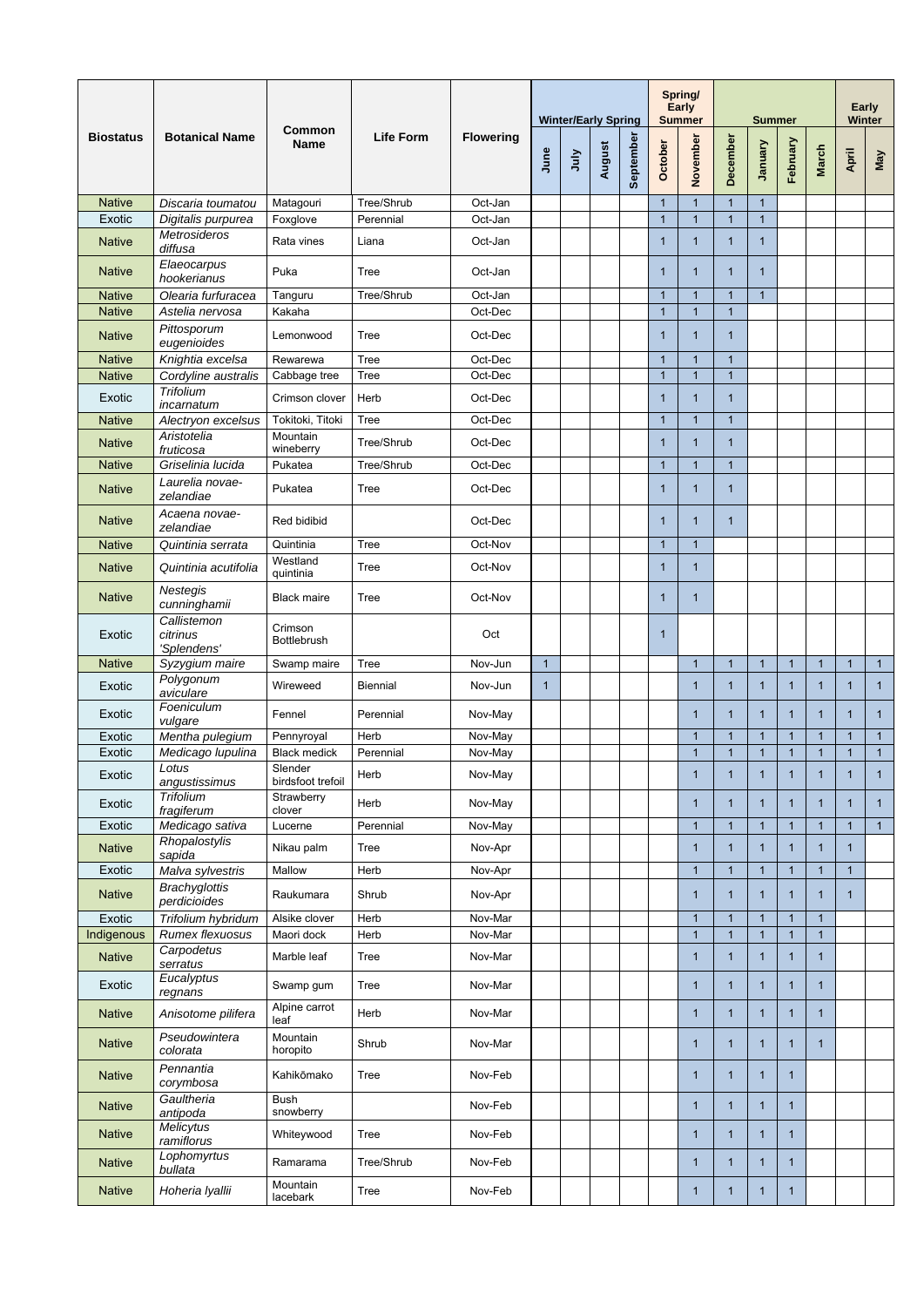| Biostatus | Botanical Name | Common Name | Life Form | Flowering | Winter/Early Spring | | | | Spring/ Early Summer | | Summer | | | | Early Winter | |
|---|---|---|---|---|---|---|---|---|---|---|---|---|---|---|---|---|
| | | | | | June | July | August | September | October | November | December | January | February | March | April | May |
| Native | *Discaria toumatou* | Matagouri | Tree/Shrub | Oct-Jan | | | | | 1 | 1 | 1 | 1 | | | | |
| Exotic | *Digitalis purpurea* | Foxglove | Perennial | Oct-Jan | | | | | 1 | 1 | 1 | 1 | | | | |
| Native | *Metrosideros diffusa* | Rata vines | Liana | Oct-Jan | | | | | 1 | 1 | 1 | 1 | | | | |
| Native | *Elaeocarpus hookerianus* | Puka | Tree | Oct-Jan | | | | | 1 | 1 | 1 | 1 | | | | |
| Native | *Olearia furfuracea* | Tanguru | Tree/Shrub | Oct-Jan | | | | | 1 | 1 | 1 | 1 | | | | |
| Native | *Astelia nervosa* | Kakaha | | Oct-Dec | | | | | 1 | 1 | 1 | | | | | |
| Native | *Pittosporum eugenioides* | Lemonwood | Tree | Oct-Dec | | | | | 1 | 1 | 1 | | | | | |
| Native | *Knightia excelsa* | Rewarewa | Tree | Oct-Dec | | | | | 1 | 1 | 1 | | | | | |
| Native | *Cordyline australis* | Cabbage tree | Tree | Oct-Dec | | | | | 1 | 1 | 1 | | | | | |
| Exotic | *Trifolium incarnatum* | Crimson clover | Herb | Oct-Dec | | | | | 1 | 1 | 1 | | | | | |
| Native | *Alectryon excelsus* | Tokitoki, Titoki | Tree | Oct-Dec | | | | | 1 | 1 | 1 | | | | | |
| Native | *Aristotelia fruticosa* | Mountain wineberry | Tree/Shrub | Oct-Dec | | | | | 1 | 1 | 1 | | | | | |
| Native | *Griselinia lucida* | Pukatea | Tree/Shrub | Oct-Dec | | | | | 1 | 1 | 1 | | | | | |
| Native | *Laurelia novae-zelandiae* | Pukatea | Tree | Oct-Dec | | | | | 1 | 1 | 1 | | | | | |
| Native | *Acaena novae-zelandiae* | Red bidibid | | Oct-Dec | | | | | 1 | 1 | 1 | | | | | |
| Native | *Quintinia serrata* | Quintinia | Tree | Oct-Nov | | | | | 1 | 1 | | | | | | |
| Native | *Quintinia acutifolia* | Westland quintinia | Tree | Oct-Nov | | | | | 1 | 1 | | | | | | |
| Native | *Nestegis cunninghamii* | Black maire | Tree | Oct-Nov | | | | | 1 | 1 | | | | | | |
| Exotic | *Callistemon citrinus 'Splendens'* | Crimson Bottlebrush | | Oct | | | | | 1 | | | | | | | |
| Native | *Syzygium maire* | Swamp maire | Tree | Nov-Jun | 1 | | | | | 1 | 1 | 1 | 1 | 1 | 1 | 1 |
| Exotic | *Polygonum aviculare* | Wireweed | Biennial | Nov-Jun | 1 | | | | | 1 | 1 | 1 | 1 | 1 | 1 | 1 |
| Exotic | *Foeniculum vulgare* | Fennel | Perennial | Nov-May | | | | | | 1 | 1 | 1 | 1 | 1 | 1 | 1 |
| Exotic | *Mentha pulegium* | Pennyroyal | Herb | Nov-May | | | | | | 1 | 1 | 1 | 1 | 1 | 1 | 1 |
| Exotic | *Medicago lupulina* | Black medick | Perennial | Nov-May | | | | | | 1 | 1 | 1 | 1 | 1 | 1 | 1 |
| Exotic | *Lotus angustissimus* | Slender birdsfoot trefoil | Herb | Nov-May | | | | | | 1 | 1 | 1 | 1 | 1 | 1 | 1 |
| Exotic | *Trifolium fragiferum* | Strawberry clover | Herb | Nov-May | | | | | | 1 | 1 | 1 | 1 | 1 | 1 | 1 |
| Exotic | *Medicago sativa* | Lucerne | Perennial | Nov-May | | | | | | 1 | 1 | 1 | 1 | 1 | 1 | 1 |
| Native | *Rhopalostylis sapida* | Nikau palm | Tree | Nov-Apr | | | | | | 1 | 1 | 1 | 1 | 1 | 1 | |
| Exotic | *Malva sylvestris* | Mallow | Herb | Nov-Apr | | | | | | 1 | 1 | 1 | 1 | 1 | 1 | |
| Native | *Brachyglottis perdicioides* | Raukumara | Shrub | Nov-Apr | | | | | | 1 | 1 | 1 | 1 | 1 | 1 | |
| Exotic | *Trifolium hybridum* | Alsike clover | Herb | Nov-Mar | | | | | | 1 | 1 | 1 | 1 | 1 | | |
| Indigenous | *Rumex flexuosus* | Maori dock | Herb | Nov-Mar | | | | | | 1 | 1 | 1 | 1 | 1 | | |
| Native | *Carpodetus serratus* | Marble leaf | Tree | Nov-Mar | | | | | | 1 | 1 | 1 | 1 | 1 | | |
| Exotic | *Eucalyptus regnans* | Swamp gum | Tree | Nov-Mar | | | | | | 1 | 1 | 1 | 1 | 1 | | |
| Native | *Anisotome pilifera* | Alpine carrot leaf | Herb | Nov-Mar | | | | | | 1 | 1 | 1 | 1 | 1 | | |
| Native | *Pseudowintera colorata* | Mountain horopito | Shrub | Nov-Mar | | | | | | 1 | 1 | 1 | 1 | 1 | | |
| Native | *Pennantia corymbosa* | Kahikōmako | Tree | Nov-Feb | | | | | | 1 | 1 | 1 | 1 | | | |
| Native | *Gaultheria antipoda* | Bush snowberry | | Nov-Feb | | | | | | 1 | 1 | 1 | 1 | | | |
| Native | *Melicytus ramiflorus* | Whiteywood | Tree | Nov-Feb | | | | | | 1 | 1 | 1 | 1 | | | |
| Native | *Lophomyrtus bullata* | Ramarama | Tree/Shrub | Nov-Feb | | | | | | 1 | 1 | 1 | 1 | | | |
| Native | *Hoheria lyallii* | Mountain lacebark | Tree | Nov-Feb | | | | | | 1 | 1 | 1 | 1 | | | |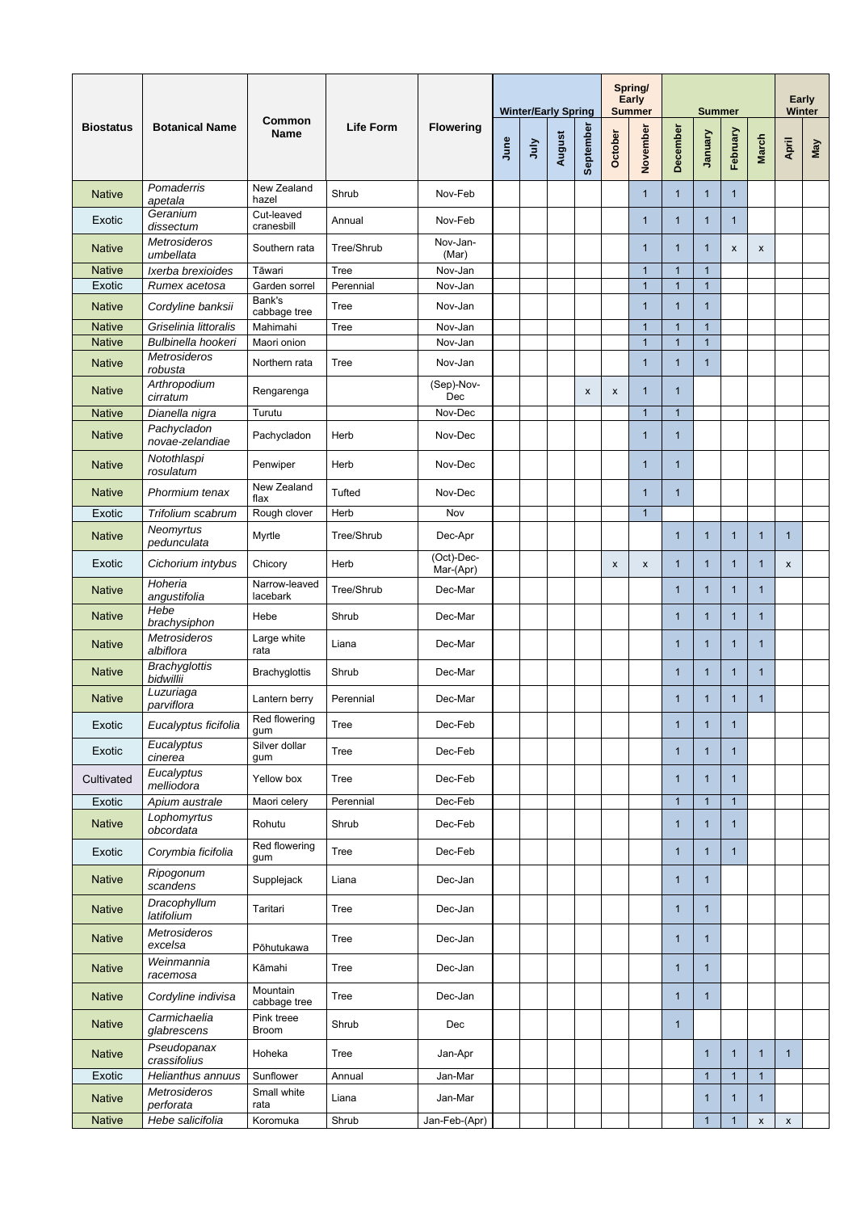| Biostatus | Botanical Name | Common Name | Life Form | Flowering | Winter/Early Spring | | | | Spring/ Early Summer | | Summer | | | | Early Winter | |
|---|---|---|---|---|---|---|---|---|---|---|---|---|---|---|---|---|
| | | | | | June | July | August | September | October | November | December | January | February | March | April | May |
| Native | *Pomaderris apetala* | New Zealand hazel | Shrub | Nov-Feb | | | | | | 1 | 1 | 1 | 1 | | | |
| Exotic | *Geranium dissectum* | Cut-leaved cranesbill | Annual | Nov-Feb | | | | | | 1 | 1 | 1 | 1 | | | |
| Native | *Metrosideros umbellata* | Southern rata | Tree/Shrub | Nov-Jan-(Mar) | | | | | | 1 | 1 | 1 | x | x | | |
| Native | *Ixerba brexioides* | Tāwari | Tree | Nov-Jan | | | | | | 1 | 1 | 1 | | | | |
| Exotic | *Rumex acetosa* | Garden sorrel | Perennial | Nov-Jan | | | | | | 1 | 1 | 1 | | | | |
| Native | *Cordyline banksii* | Bank's cabbage tree | Tree | Nov-Jan | | | | | | 1 | 1 | 1 | | | | |
| Native | *Griselinia littoralis* | Mahimahi | Tree | Nov-Jan | | | | | | 1 | 1 | 1 | | | | |
| Native | *Bulbinella hookeri* | Maori onion | | Nov-Jan | | | | | | 1 | 1 | 1 | | | | |
| Native | *Metrosideros robusta* | Northern rata | Tree | Nov-Jan | | | | | | 1 | 1 | 1 | | | | |
| Native | *Arthropodium cirratum* | Rengarenga | | (Sep)-Nov-Dec | | | | x | x | 1 | 1 | | | | | |
| Native | *Dianella nigra* | Turutu | | Nov-Dec | | | | | | 1 | 1 | | | | | |
| Native | *Pachycladon novae-zelandiae* | Pachycladon | Herb | Nov-Dec | | | | | | 1 | 1 | | | | | |
| Native | *Notothlaspi rosulatum* | Penwiper | Herb | Nov-Dec | | | | | | 1 | 1 | | | | | |
| Native | *Phormium tenax* | New Zealand flax | Tufted | Nov-Dec | | | | | | 1 | 1 | | | | | |
| Exotic | *Trifolium scabrum* | Rough clover | Herb | Nov | | | | | | 1 | | | | | | |
| Native | *Neomyrtus pedunculata* | Myrtle | Tree/Shrub | Dec-Apr | | | | | | | 1 | 1 | 1 | 1 | 1 | |
| Exotic | *Cichorium intybus* | Chicory | Herb | (Oct)-Dec-Mar-(Apr) | | | | | x | x | 1 | 1 | 1 | 1 | x | |
| Native | *Hoheria angustifolia* | Narrow-leaved lacebark | Tree/Shrub | Dec-Mar | | | | | | | 1 | 1 | 1 | 1 | | |
| Native | *Hebe brachysiphon* | Hebe | Shrub | Dec-Mar | | | | | | | 1 | 1 | 1 | 1 | | |
| Native | *Metrosideros albiflora* | Large white rata | Liana | Dec-Mar | | | | | | | 1 | 1 | 1 | 1 | | |
| Native | *Brachyglottis bidwillii* | Brachyglottis | Shrub | Dec-Mar | | | | | | | 1 | 1 | 1 | 1 | | |
| Native | *Luzuriaga parviflora* | Lantern berry | Perennial | Dec-Mar | | | | | | | 1 | 1 | 1 | 1 | | |
| Exotic | *Eucalyptus ficifolia* | Red flowering gum | Tree | Dec-Feb | | | | | | | 1 | 1 | 1 | | | |
| Exotic | *Eucalyptus cinerea* | Silver dollar gum | Tree | Dec-Feb | | | | | | | 1 | 1 | 1 | | | |
| Cultivated | *Eucalyptus melliodora* | Yellow box | Tree | Dec-Feb | | | | | | | 1 | 1 | 1 | | | |
| Exotic | *Apium australe* | Maori celery | Perennial | Dec-Feb | | | | | | | 1 | 1 | 1 | | | |
| Native | *Lophomyrtus obcordata* | Rohutu | Shrub | Dec-Feb | | | | | | | 1 | 1 | 1 | | | |
| Exotic | *Corymbia ficifolia* | Red flowering gum | Tree | Dec-Feb | | | | | | | 1 | 1 | 1 | | | |
| Native | *Ripogonum scandens* | Supplejack | Liana | Dec-Jan | | | | | | | 1 | 1 | | | | |
| Native | *Dracophyllum latifolium* | Taritari | Tree | Dec-Jan | | | | | | | 1 | 1 | | | | |
| Native | *Metrosideros excelsa* | Pōhutukawa | Tree | Dec-Jan | | | | | | | 1 | 1 | | | | |
| Native | *Weinmannia racemosa* | Kāmahi | Tree | Dec-Jan | | | | | | | 1 | 1 | | | | |
| Native | *Cordyline indivisa* | Mountain cabbage tree | Tree | Dec-Jan | | | | | | | 1 | 1 | | | | |
| Native | *Carmichaelia glabrescens* | Pink treee Broom | Shrub | Dec | | | | | | | 1 | | | | | |
| Native | *Pseudopanax crassifolius* | Hoheka | Tree | Jan-Apr | | | | | | | | 1 | 1 | 1 | 1 | |
| Exotic | *Helianthus annuus* | Sunflower | Annual | Jan-Mar | | | | | | | | 1 | 1 | 1 | | |
| Native | *Metrosideros perforata* | Small white rata | Liana | Jan-Mar | | | | | | | | 1 | 1 | 1 | | |
| Native | *Hebe salicifolia* | Koromuka | Shrub | Jan-Feb-(Apr) | | | | | | | | 1 | 1 | x | x | |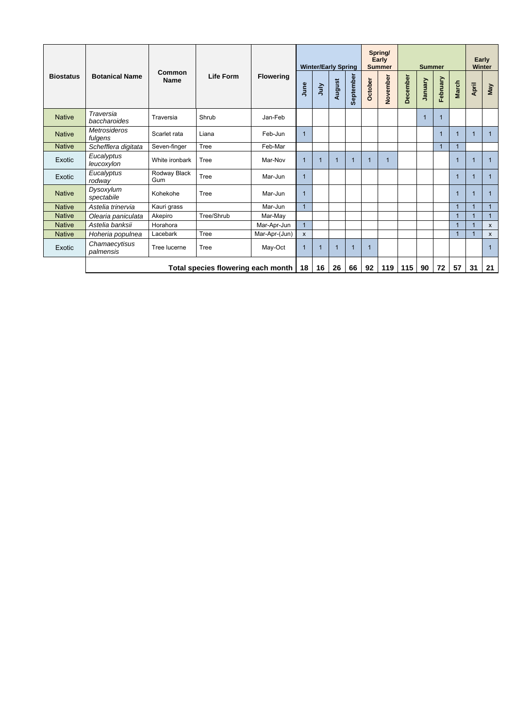| Biostatus | Botanical Name | Common Name | Life Form | Flowering | Winter/Early Spring | | | | Spring/ Early Summer | | Summer | | | | Early Winter | |
|---|---|---|---|---|---|---|---|---|---|---|---|---|---|---|---|---|
| | | | | | June | July | August | September | October | November | December | January | February | March | April | May |
| Native | *Traversia baccharoides* | Traversia | Shrub | Jan-Feb | | | | | | | | 1 | 1 | | | |
| Native | *Metrosideros fulgens* | Scarlet rata | Liana | Feb-Jun | 1 | | | | | | | | 1 | 1 | 1 | 1 |
| Native | *Schefflera digitata* | Seven-finger | Tree | Feb-Mar | | | | | | | | | 1 | 1 | | |
| Exotic | *Eucalyptus leucoxylon* | White ironbark | Tree | Mar-Nov | 1 | 1 | 1 | 1 | 1 | 1 | | | | 1 | 1 | 1 |
| Exotic | *Eucalyptus rodway* | Rodway Black Gum | Tree | Mar-Jun | 1 | | | | | | | | | 1 | 1 | 1 |
| Native | *Dysoxylum spectabile* | Kohekohe | Tree | Mar-Jun | 1 | | | | | | | | | 1 | 1 | 1 |
| Native | *Astelia trinervia* | Kauri grass | | Mar-Jun | 1 | | | | | | | | | 1 | 1 | 1 |
| Native | *Olearia paniculata* | Akepiro | Tree/Shrub | Mar-May | | | | | | | | | | 1 | 1 | 1 |
| Native | *Astelia banksii* | Horahora | | Mar-Apr-Jun | 1 | | | | | | | | | 1 | 1 | x |
| Native | *Hoheria populnea* | Lacebark | Tree | Mar-Apr-(Jun) | x | | | | | | | | | 1 | 1 | x |
| Exotic | *Chamaecytisus palmensis* | Tree lucerne | Tree | May-Oct | 1 | 1 | 1 | 1 | 1 | | | | | | | 1 |
| | **Total species flowering each month** | | | | **18** | **16** | **26** | **66** | **92** | **119** | **115** | **90** | **72** | **57** | **31** | **21** |